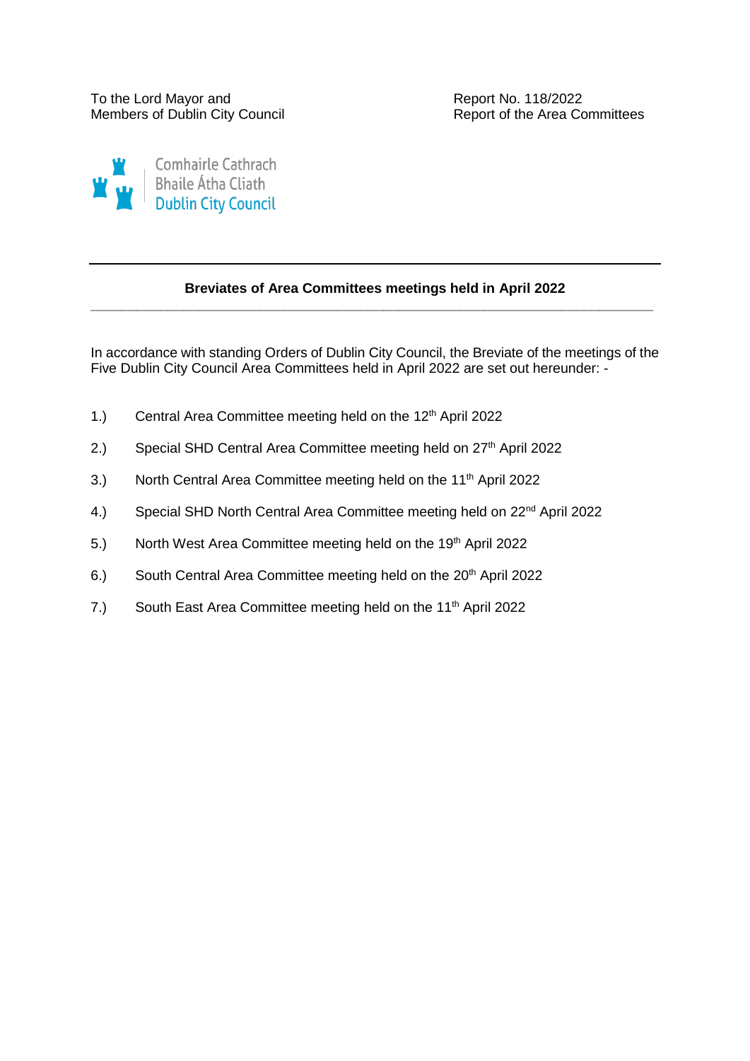To the Lord Mayor and
Members of Dublin City Council

Report No. 118/2022
Report of the Area Committees

Comhairle Cathrach
Bhaile Átha Cliath
Dublin City Council

---

**Breviates of Area Committees meetings held in April 2022**

---

In accordance with standing Orders of Dublin City Council, the Breviate of the meetings of the Five Dublin City Council Area Committees held in April 2022 are set out hereunder: -

1.) Central Area Committee meeting held on the 12th April 2022

2.) Special SHD Central Area Committee meeting held on 27th April 2022

3.) North Central Area Committee meeting held on the 11th April 2022

4.) Special SHD North Central Area Committee meeting held on 22nd April 2022

5.) North West Area Committee meeting held on the 19th April 2022

6.) South Central Area Committee meeting held on the 20th April 2022

7.) South East Area Committee meeting held on the 11th April 2022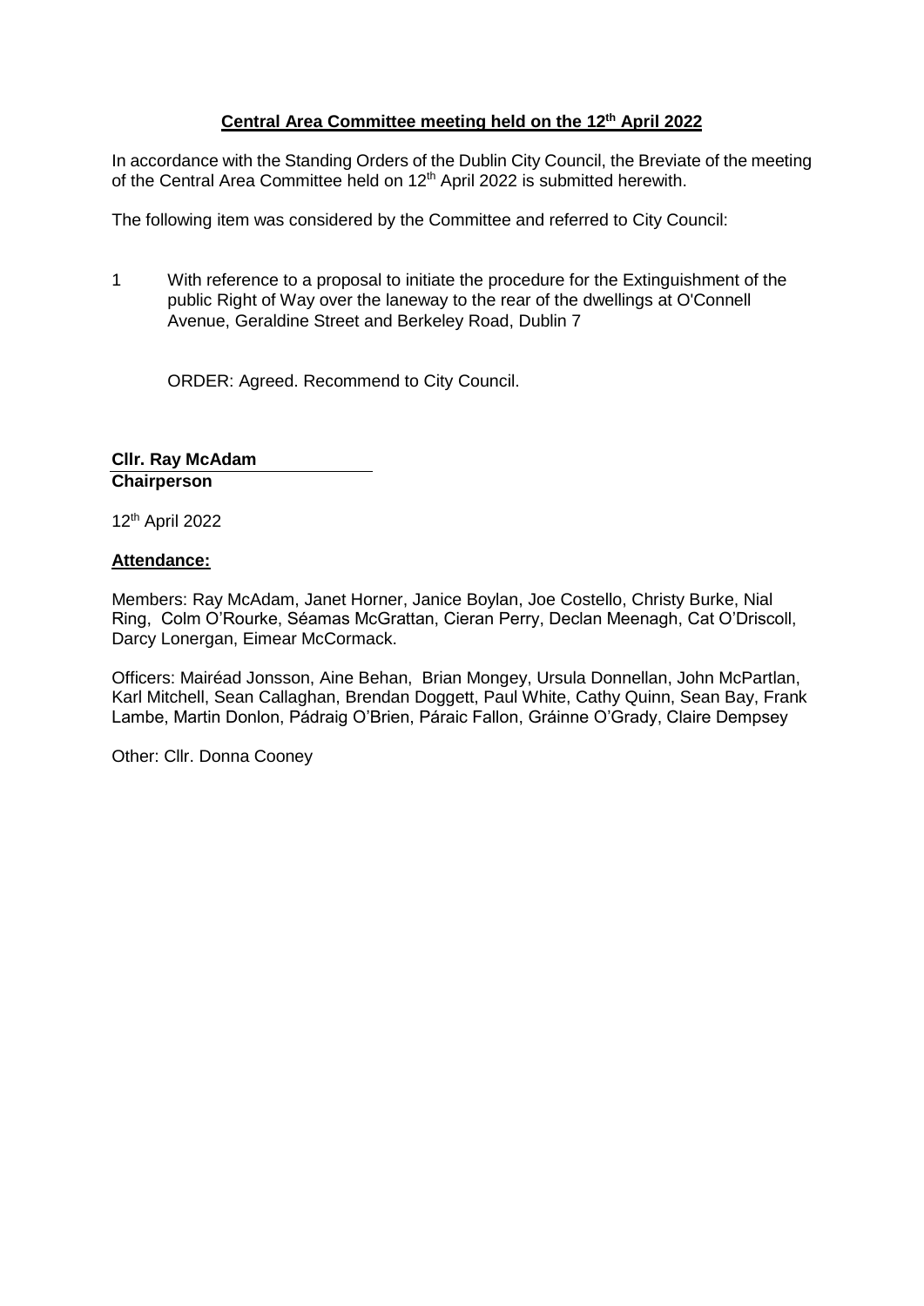**<u>Central Area Committee meeting held on the 12th April 2022</u>**

In accordance with the Standing Orders of the Dublin City Council, the Breviate of the meeting of the Central Area Committee held on 12th April 2022 is submitted herewith.

The following item was considered by the Committee and referred to City Council:

1 With reference to a proposal to initiate the procedure for the Extinguishment of the public Right of Way over the laneway to the rear of the dwellings at O'Connell Avenue, Geraldine Street and Berkeley Road, Dublin 7

ORDER: Agreed. Recommend to City Council.

**Cllr. Ray McAdam**
**Chairperson**

12th April 2022

**<u>Attendance:</u>**

Members: Ray McAdam, Janet Horner, Janice Boylan, Joe Costello, Christy Burke, Nial Ring, Colm O'Rourke, Séamas McGrattan, Cieran Perry, Declan Meenagh, Cat O'Driscoll, Darcy Lonergan, Eimear McCormack.

Officers: Mairéad Jonsson, Aine Behan, Brian Mongey, Ursula Donnellan, John McPartlan, Karl Mitchell, Sean Callaghan, Brendan Doggett, Paul White, Cathy Quinn, Sean Bay, Frank Lambe, Martin Donlon, Pádraig O'Brien, Páraic Fallon, Gráinne O'Grady, Claire Dempsey

Other: Cllr. Donna Cooney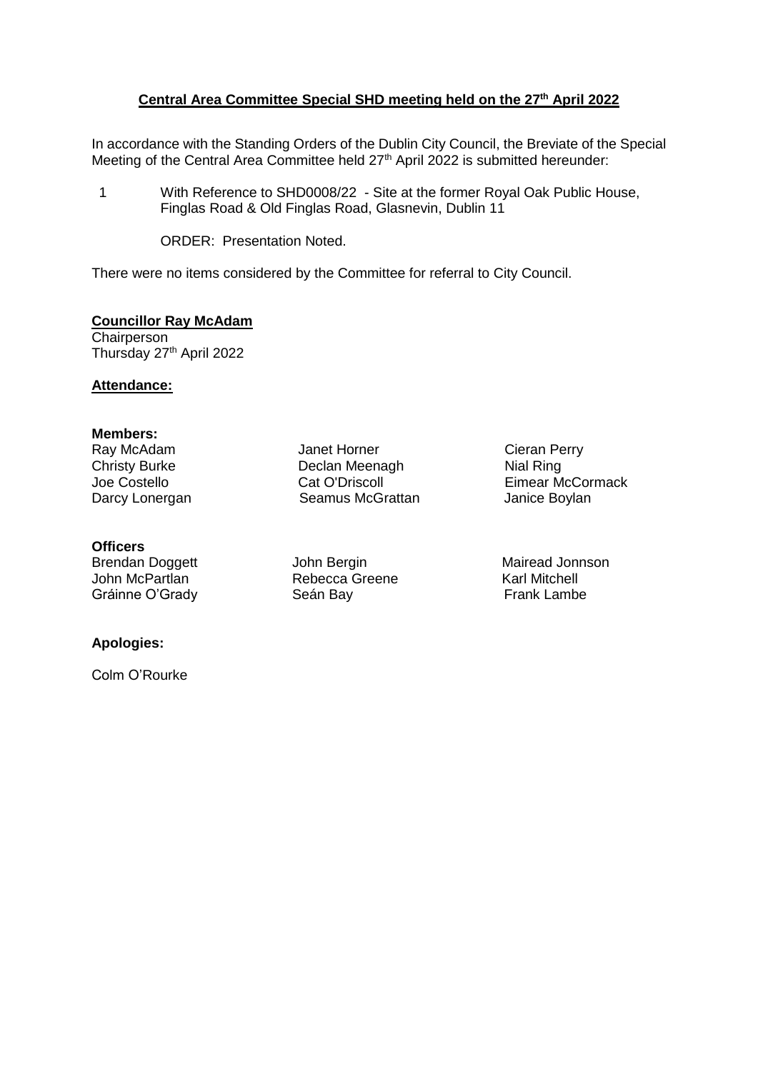**Central Area Committee Special SHD meeting held on the 27th April 2022**

In accordance with the Standing Orders of the Dublin City Council, the Breviate of the Special Meeting of the Central Area Committee held 27th April 2022 is submitted hereunder:

1 With Reference to SHD0008/22 - Site at the former Royal Oak Public House, Finglas Road & Old Finglas Road, Glasnevin, Dublin 11

ORDER: Presentation Noted.

There were no items considered by the Committee for referral to City Council.

**Councillor Ray McAdam**
Chairperson
Thursday 27th April 2022

**Attendance:**

**Members:**

| | | |
|---|---|---|
| Ray McAdam | Janet Horner | Cieran Perry |
| Christy Burke | Declan Meenagh | Nial Ring |
| Joe Costello | Cat O'Driscoll | Eimear McCormack |
| Darcy Lonergan | Seamus McGrattan | Janice Boylan |

**Officers**

| | | |
|---|---|---|
| Brendan Doggett | John Bergin | Mairead Jonnson |
| John McPartlan | Rebecca Greene | Karl Mitchell |
| Gráinne O'Grady | Seán Bay | Frank Lambe |

**Apologies:**

Colm O'Rourke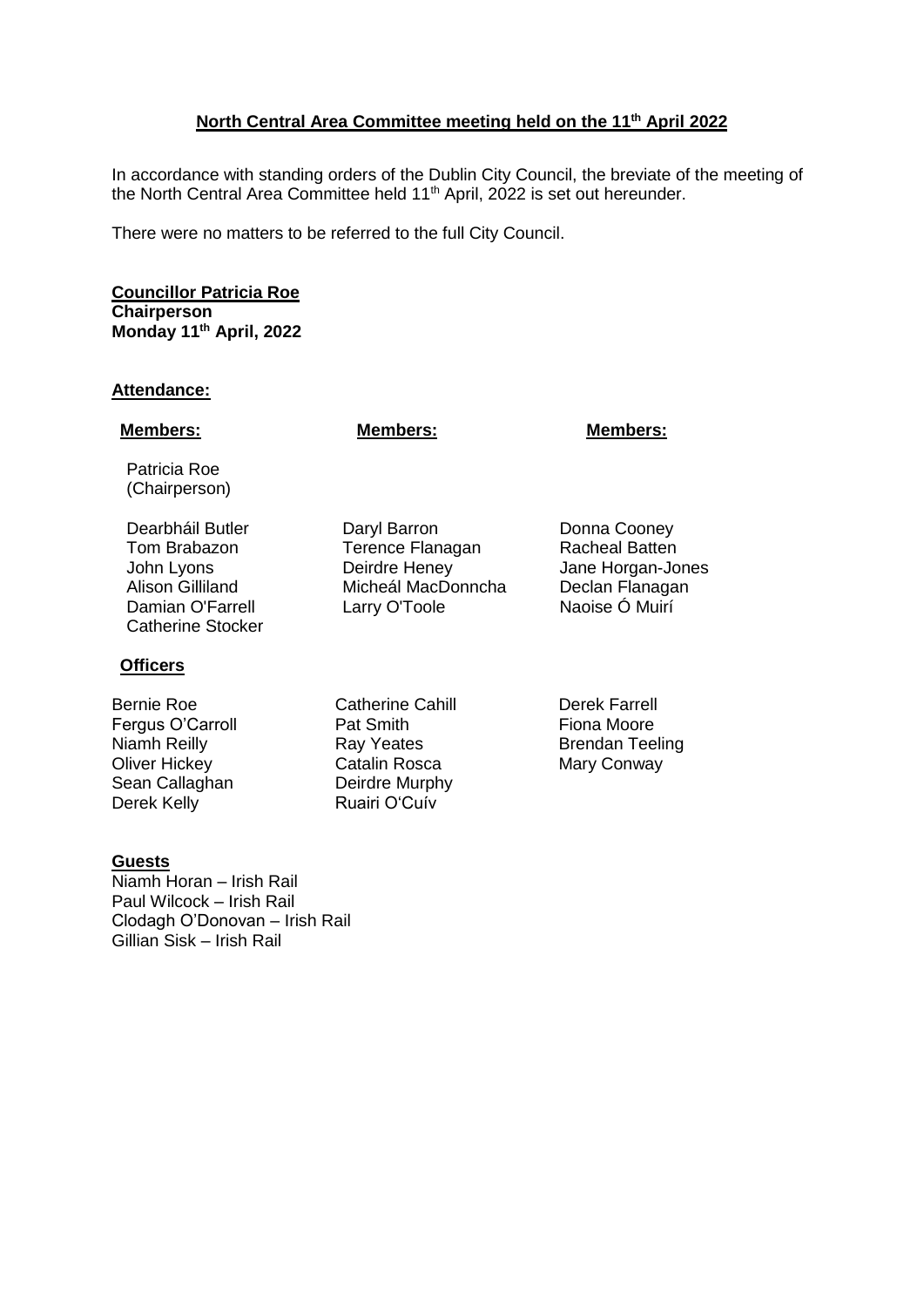**North Central Area Committee meeting held on the 11th April 2022**

In accordance with standing orders of the Dublin City Council, the breviate of the meeting of the North Central Area Committee held 11th April, 2022 is set out hereunder.

There were no matters to be referred to the full City Council.

**Councillor Patricia Roe**
**Chairperson**
**Monday 11th April, 2022**

**Attendance:**

| Members: | Members: | Members: |
|---|---|---|
| Patricia Roe (Chairperson) | | |
| Dearbháil Butler | Daryl Barron | Donna Cooney |
| Tom Brabazon | Terence Flanagan | Racheal Batten |
| John Lyons | Deirdre Heney | Jane Horgan-Jones |
| Alison Gilliland | Micheál MacDonncha | Declan Flanagan |
| Damian O'Farrell | Larry O'Toole | Naoise Ó Muirí |
| Catherine Stocker | | |

**Officers**

| | | |
|---|---|---|
| Bernie Roe | Catherine Cahill | Derek Farrell |
| Fergus O'Carroll | Pat Smith | Fiona Moore |
| Niamh Reilly | Ray Yeates | Brendan Teeling |
| Oliver Hickey | Catalin Rosca | Mary Conway |
| Sean Callaghan | Deirdre Murphy | |
| Derek Kelly | Ruairi O'Cuív | |

**Guests**

Niamh Horan – Irish Rail
Paul Wilcock – Irish Rail
Clodagh O'Donovan – Irish Rail
Gillian Sisk – Irish Rail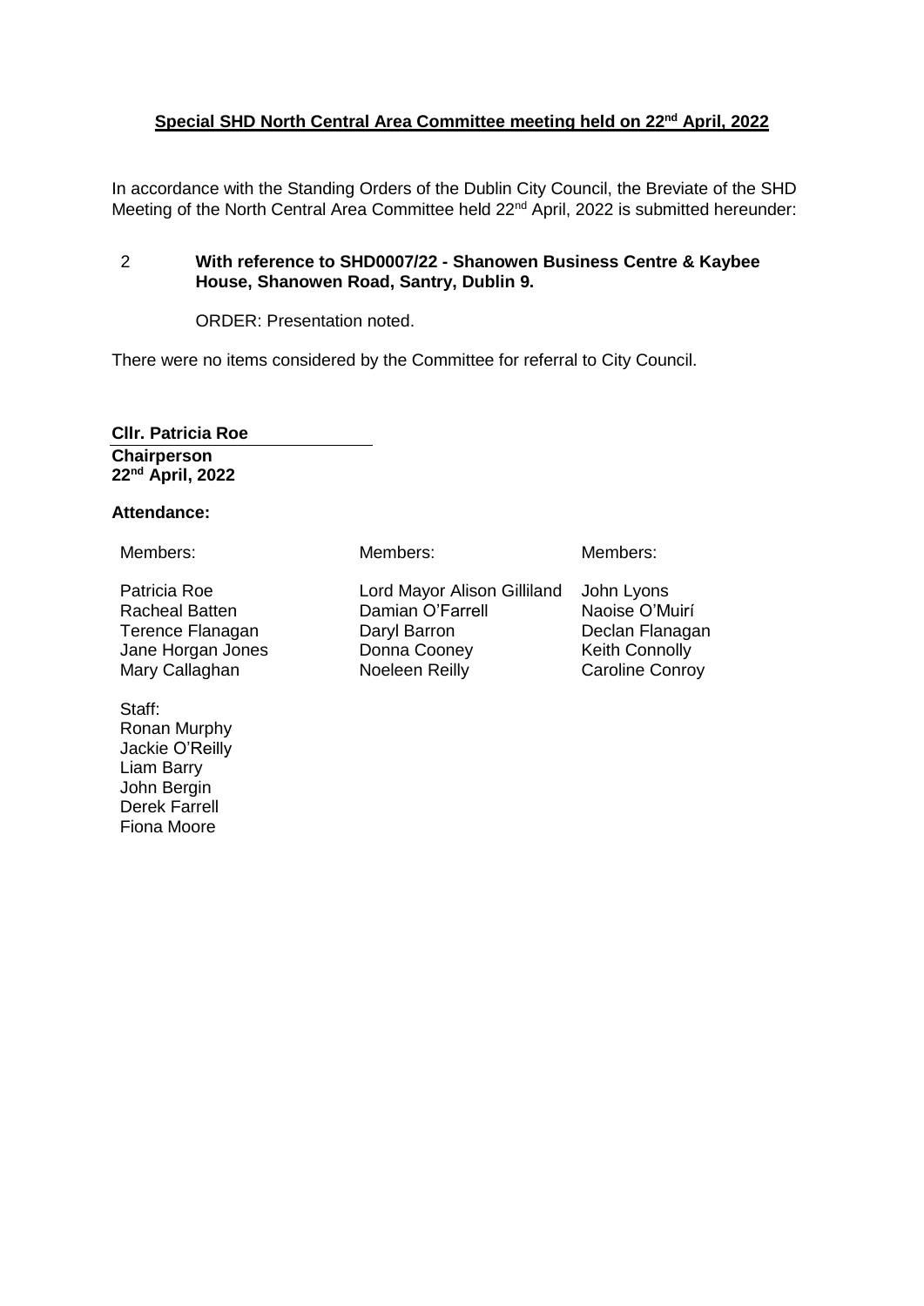**Special SHD North Central Area Committee meeting held on 22nd April, 2022**

In accordance with the Standing Orders of the Dublin City Council, the Breviate of the SHD Meeting of the North Central Area Committee held 22nd April, 2022 is submitted hereunder:

2 **With reference to SHD0007/22 - Shanowen Business Centre & Kaybee House, Shanowen Road, Santry, Dublin 9.**

ORDER: Presentation noted.

There were no items considered by the Committee for referral to City Council.

**Cllr. Patricia Roe**
**Chairperson**
**22nd April, 2022**

**Attendance:**

| Members: | Members: | Members: |
|---|---|---|
| Patricia Roe | Lord Mayor Alison Gilliland | John Lyons |
| Racheal Batten | Damian O'Farrell | Naoise O'Muirí |
| Terence Flanagan | Daryl Barron | Declan Flanagan |
| Jane Horgan Jones | Donna Cooney | Keith Connolly |
| Mary Callaghan | Noeleen Reilly | Caroline Conroy |

Staff:
Ronan Murphy
Jackie O'Reilly
Liam Barry
John Bergin
Derek Farrell
Fiona Moore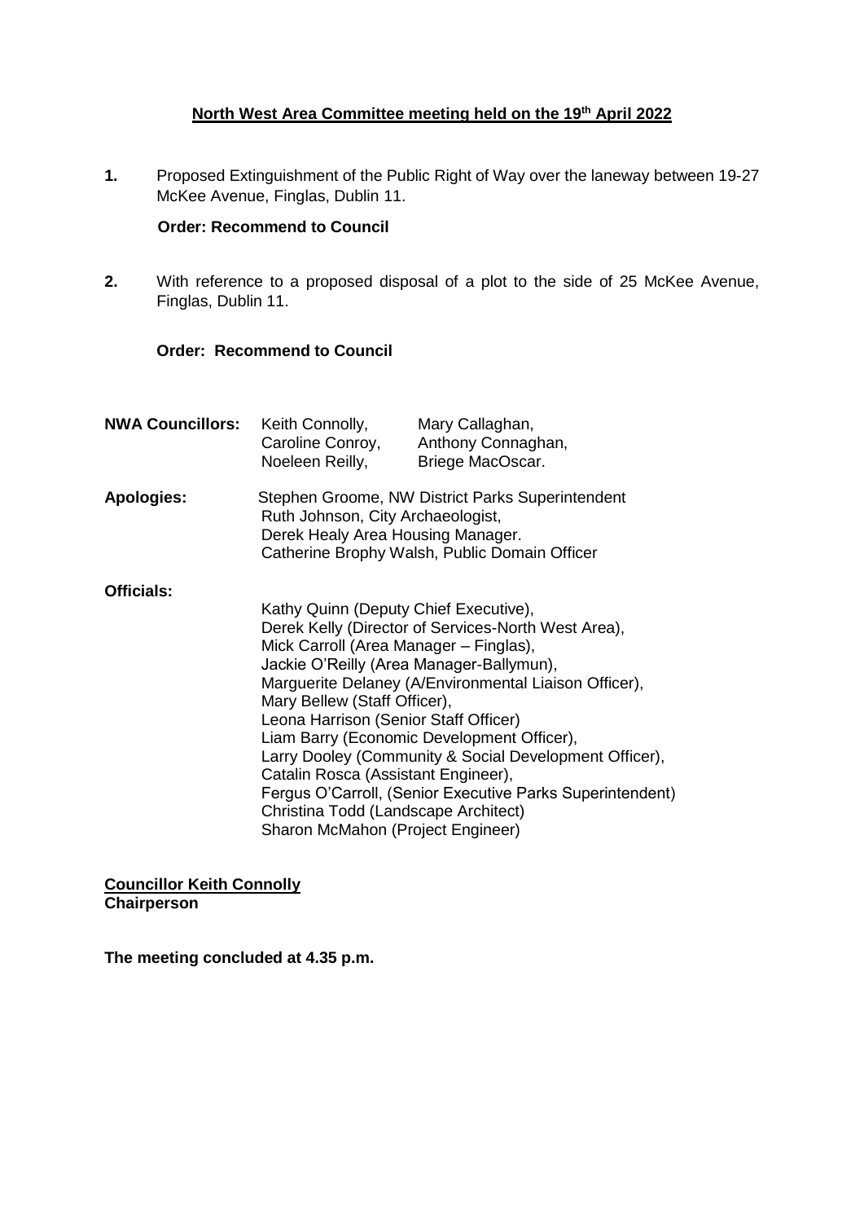**North West Area Committee meeting held on the 19th April 2022**

1. Proposed Extinguishment of the Public Right of Way over the laneway between 19-27 McKee Avenue, Finglas, Dublin 11.

   **Order: Recommend to Council**

2. With reference to a proposed disposal of a plot to the side of 25 McKee Avenue, Finglas, Dublin 11.

   **Order: Recommend to Council**

**NWA Councillors:** Keith Connolly, Mary Callaghan, Caroline Conroy, Anthony Connaghan, Noeleen Reilly, Briege MacOscar.

**Apologies:**
Stephen Groome, NW District Parks Superintendent
Ruth Johnson, City Archaeologist,
Derek Healy Area Housing Manager.
Catherine Brophy Walsh, Public Domain Officer

**Officials:**
Kathy Quinn (Deputy Chief Executive),
Derek Kelly (Director of Services-North West Area),
Mick Carroll (Area Manager – Finglas),
Jackie O'Reilly (Area Manager-Ballymun),
Marguerite Delaney (A/Environmental Liaison Officer),
Mary Bellew (Staff Officer),
Leona Harrison (Senior Staff Officer)
Liam Barry (Economic Development Officer),
Larry Dooley (Community & Social Development Officer),
Catalin Rosca (Assistant Engineer),
Fergus O'Carroll, (Senior Executive Parks Superintendent)
Christina Todd (Landscape Architect)
Sharon McMahon (Project Engineer)

**Councillor Keith Connolly**
**Chairperson**

**The meeting concluded at 4.35 p.m.**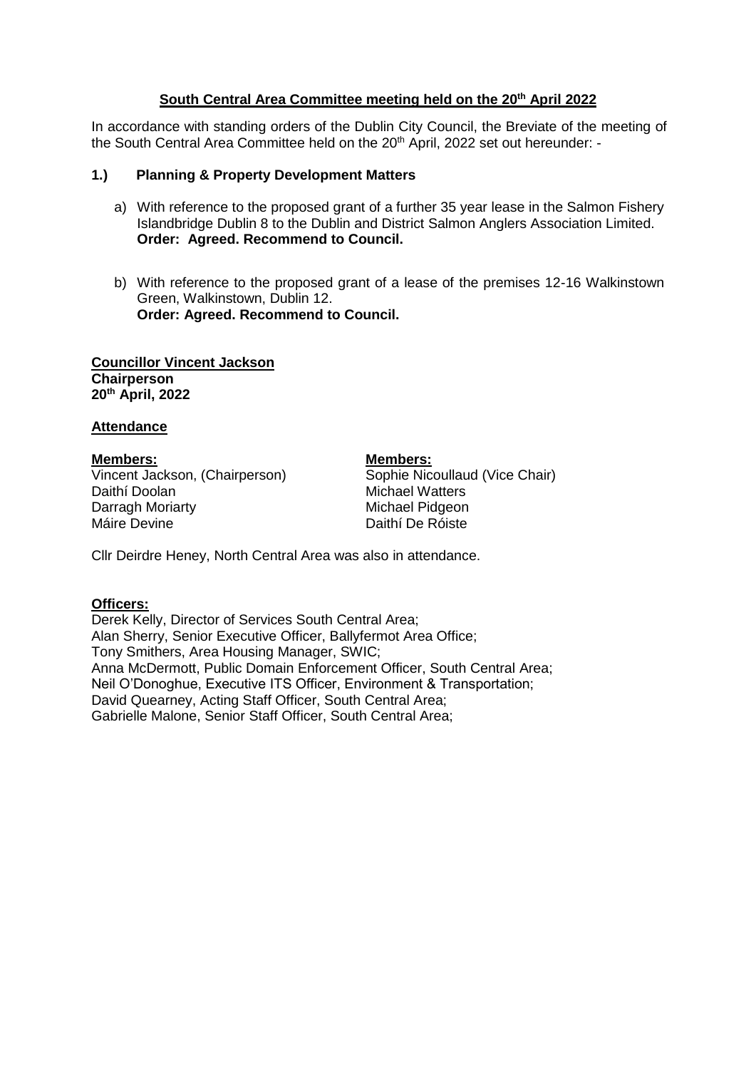# South Central Area Committee meeting held on the 20th April 2022

In accordance with standing orders of the Dublin City Council, the Breviate of the meeting of the South Central Area Committee held on the 20th April, 2022 set out hereunder: -

## 1.) Planning & Property Development Matters

a) With reference to the proposed grant of a further 35 year lease in the Salmon Fishery Islandbridge Dublin 8 to the Dublin and District Salmon Anglers Association Limited.
**Order: Agreed. Recommend to Council.**

b) With reference to the proposed grant of a lease of the premises 12-16 Walkinstown Green, Walkinstown, Dublin 12.
**Order: Agreed. Recommend to Council.**

**Councillor Vincent Jackson**
**Chairperson**
**20th April, 2022**

**Attendance**

| **Members:** | **Members:** |
|---|---|
| Vincent Jackson, (Chairperson) | Sophie Nicoullaud (Vice Chair) |
| Daithí Doolan | Michael Watters |
| Darragh Moriarty | Michael Pidgeon |
| Máire Devine | Daithí De Róiste |

Cllr Deirdre Heney, North Central Area was also in attendance.

**Officers:**

Derek Kelly, Director of Services South Central Area;
Alan Sherry, Senior Executive Officer, Ballyfermot Area Office;
Tony Smithers, Area Housing Manager, SWIC;
Anna McDermott, Public Domain Enforcement Officer, South Central Area;
Neil O'Donoghue, Executive ITS Officer, Environment & Transportation;
David Quearney, Acting Staff Officer, South Central Area;
Gabrielle Malone, Senior Staff Officer, South Central Area;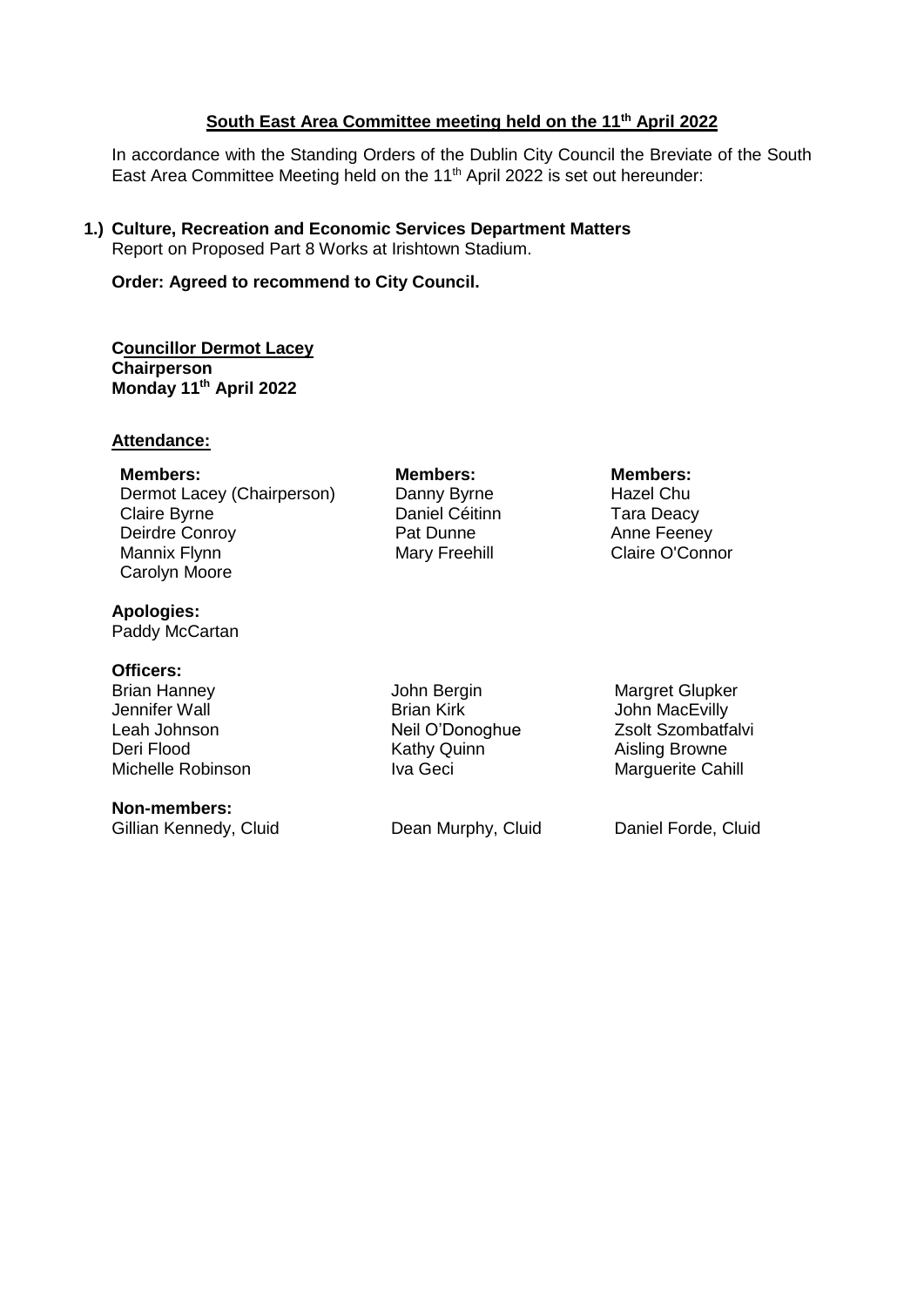**South East Area Committee meeting held on the 11th April 2022**

In accordance with the Standing Orders of the Dublin City Council the Breviate of the South East Area Committee Meeting held on the 11th April 2022 is set out hereunder:

**1.) Culture, Recreation and Economic Services Department Matters**
Report on Proposed Part 8 Works at Irishtown Stadium.

**Order: Agreed to recommend to City Council.**

**Councillor Dermot Lacey**
**Chairperson**
**Monday 11th April 2022**

**Attendance:**

| **Members:** | **Members:** | **Members:** |
| --- | --- | --- |
| Dermot Lacey (Chairperson) | Danny Byrne | Hazel Chu |
| Claire Byrne | Daniel Céitinn | Tara Deacy |
| Deirdre Conroy | Pat Dunne | Anne Feeney |
| Mannix Flynn | Mary Freehill | Claire O'Connor |
| Carolyn Moore | | |

**Apologies:**
Paddy McCartan

**Officers:**

| | | |
| --- | --- | --- |
| Brian Hanney | John Bergin | Margret Glupker |
| Jennifer Wall | Brian Kirk | John MacEvilly |
| Leah Johnson | Neil O'Donoghue | Zsolt Szombatfalvi |
| Deri Flood | Kathy Quinn | Aisling Browne |
| Michelle Robinson | Iva Geci | Marguerite Cahill |

**Non-members:**

| | | |
| --- | --- | --- |
| Gillian Kennedy, Cluid | Dean Murphy, Cluid | Daniel Forde, Cluid |